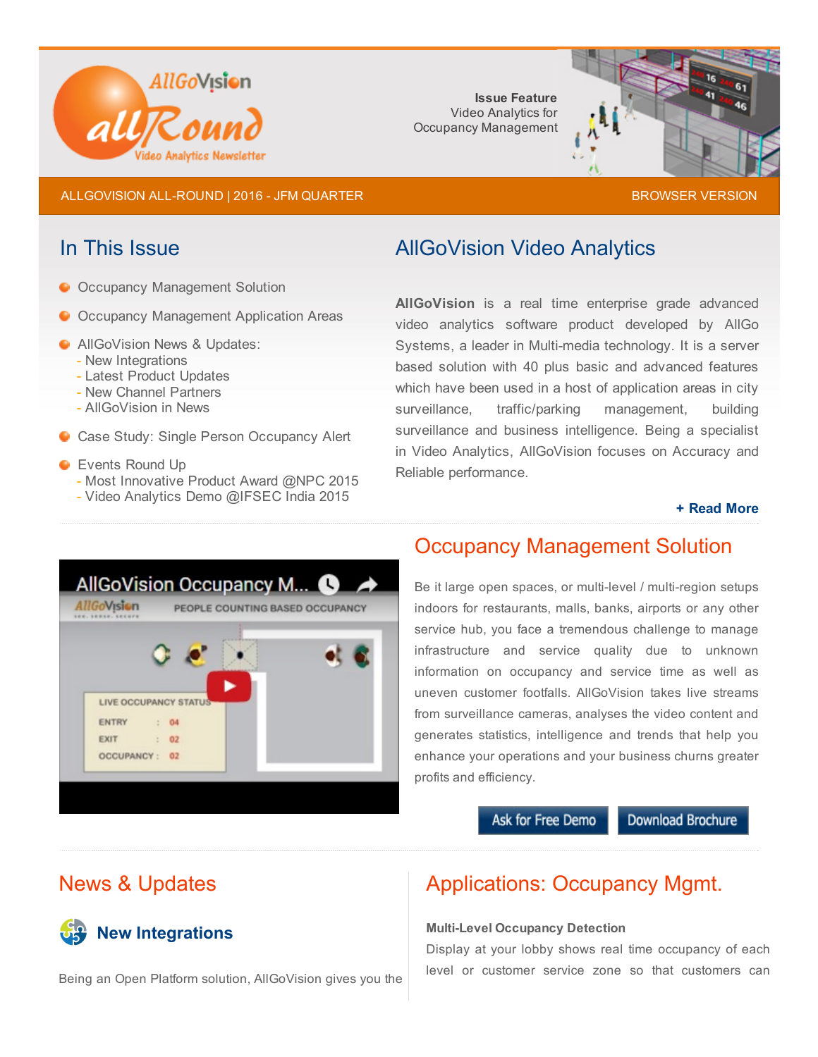AllGoVision allRound Video Analytics Newsletter

**Issue Feature**
Video Analytics for Occupancy Management

ALLGOVISION ALL-ROUND | 2016 - JFM QUARTER

BROWSER VERSION

## In This Issue

- Occupancy Management Solution
- Occupancy Management Application Areas
- AllGoVision News & Updates:
  - New Integrations
  - Latest Product Updates
  - New Channel Partners
  - AllGoVision in News
- Case Study: Single Person Occupancy Alert
- Events Round Up
  - Most Innovative Product Award @NPC 2015
  - Video Analytics Demo @IFSEC India 2015

## AllGoVision Video Analytics

**AllGoVision** is a real time enterprise grade advanced video analytics software product developed by AllGo Systems, a leader in Multi-media technology. It is a server based solution with 40 plus basic and advanced features which have been used in a host of application areas in city surveillance, traffic/parking management, building surveillance and business intelligence. Being a specialist in Video Analytics, AllGoVision focuses on Accuracy and Reliable performance.

**+ Read More**

## Occupancy Management Solution

Be it large open spaces, or multi-level / multi-region setups indoors for restaurants, malls, banks, airports or any other service hub, you face a tremendous challenge to manage infrastructure and service quality due to unknown information on occupancy and service time as well as uneven customer footfalls. AllGoVision takes live streams from surveillance cameras, analyses the video content and generates statistics, intelligence and trends that help you enhance your operations and your business churns greater profits and efficiency.

Ask for Free Demo | Download Brochure

## News & Updates

### New Integrations

Being an Open Platform solution, AllGoVision gives you the

## Applications: Occupancy Mgmt.

**Multi-Level Occupancy Detection**

Display at your lobby shows real time occupancy of each level or customer service zone so that customers can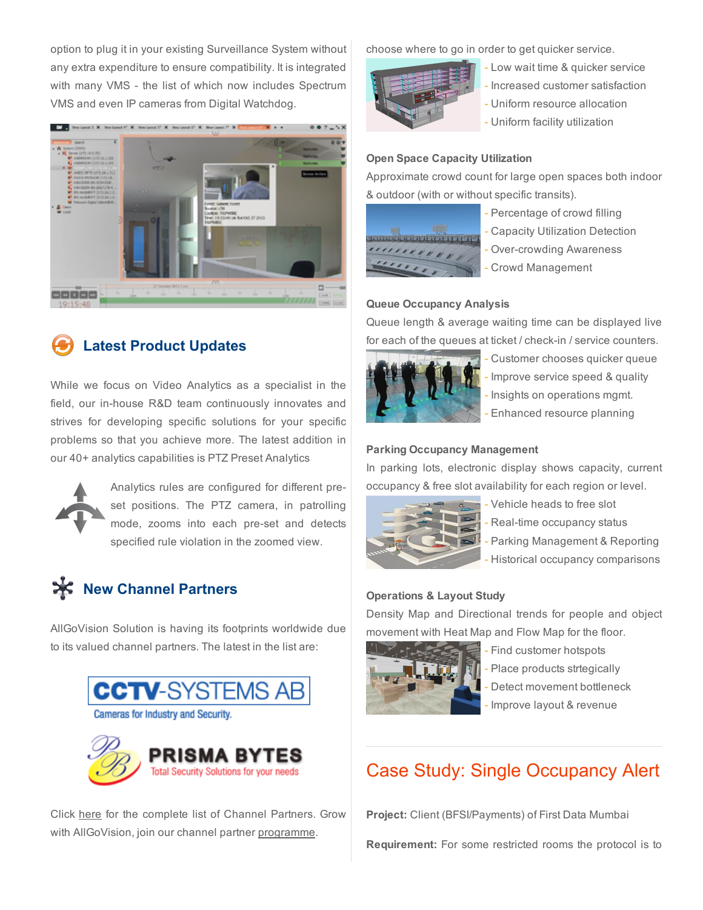option to plug it in your existing Surveillance System without any extra expenditure to ensure compatibility. It is integrated with many VMS - the list of which now includes Spectrum VMS and even IP cameras from Digital Watchdog.

## Latest Product Updates

While we focus on Video Analytics as a specialist in the field, our in-house R&D team continuously innovates and strives for developing specific solutions for your specific problems so that you achieve more. The latest addition in our 40+ analytics capabilities is PTZ Preset Analytics

Analytics rules are configured for different pre-set positions. The PTZ camera, in patrolling mode, zooms into each pre-set and detects specified rule violation in the zoomed view.

## New Channel Partners

AllGoVision Solution is having its footprints worldwide due to its valued channel partners. The latest in the list are:

CCTV-SYSTEMS AB
Cameras for Industry and Security.

PRISMA BYTES
Total Security Solutions for your needs

Click here for the complete list of Channel Partners. Grow with AllGoVision, join our channel partner programme.

choose where to go in order to get quicker service.

- Low wait time & quicker service
- Increased customer satisfaction
- Uniform resource allocation
- Uniform facility utilization

**Open Space Capacity Utilization**

Approximate crowd count for large open spaces both indoor & outdoor (with or without specific transits).

- Percentage of crowd filling
- Capacity Utilization Detection
- Over-crowding Awareness
- Crowd Management

**Queue Occupancy Analysis**

Queue length & average waiting time can be displayed live for each of the queues at ticket / check-in / service counters.

- Customer chooses quicker queue
- Improve service speed & quality
- Insights on operations mgmt.
- Enhanced resource planning

**Parking Occupancy Management**

In parking lots, electronic display shows capacity, current occupancy & free slot availability for each region or level.

- Vehicle heads to free slot
- Real-time occupancy status
- Parking Management & Reporting
- Historical occupancy comparisons

**Operations & Layout Study**

Density Map and Directional trends for people and object movement with Heat Map and Flow Map for the floor.

- Find customer hotspots
- Place products strtegically
- Detect movement bottleneck
- Improve layout & revenue

## Case Study: Single Occupancy Alert

**Project:** Client (BFSI/Payments) of First Data Mumbai

**Requirement:** For some restricted rooms the protocol is to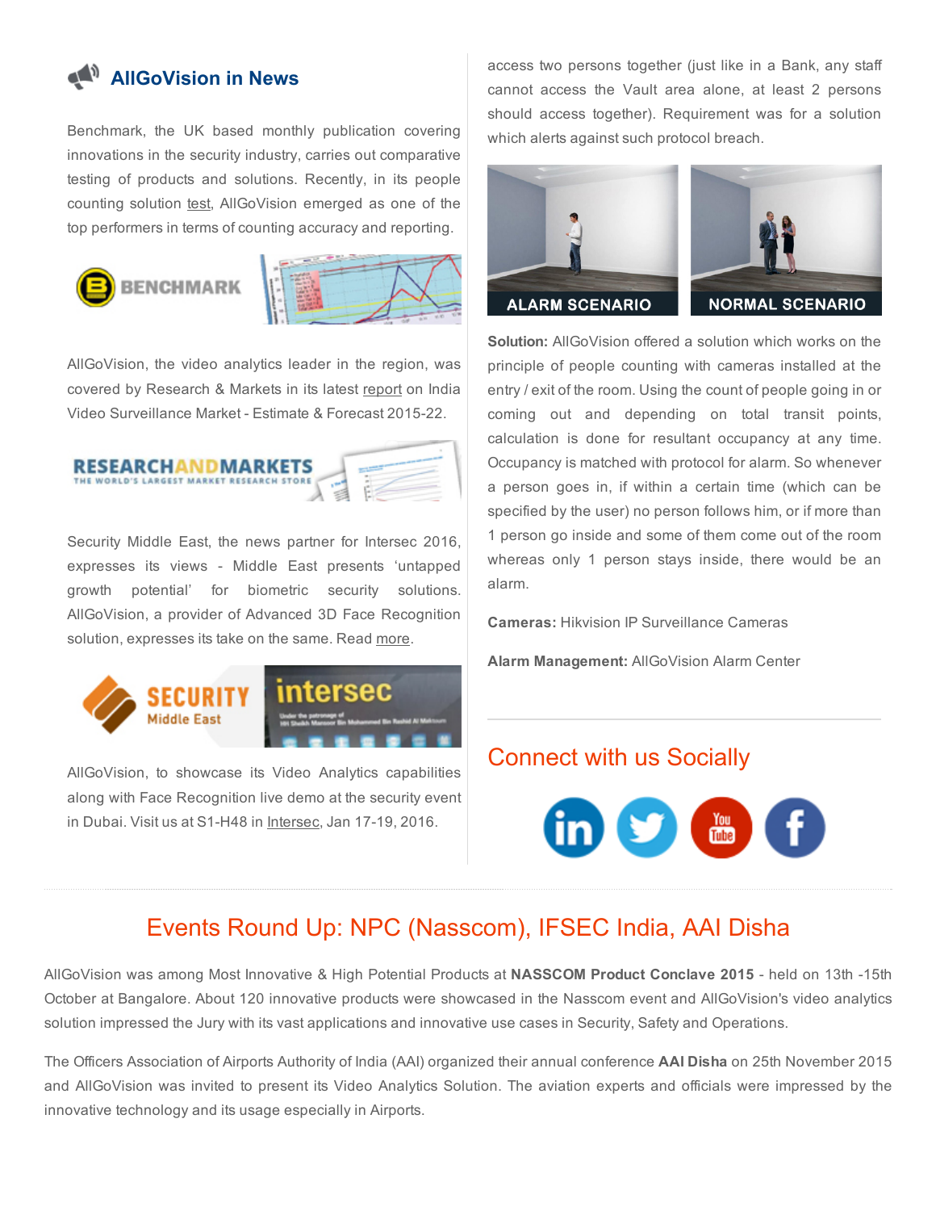## AllGoVision in News

Benchmark, the UK based monthly publication covering innovations in the security industry, carries out comparative testing of products and solutions. Recently, in its people counting solution test, AllGoVision emerged as one of the top performers in terms of counting accuracy and reporting.

AllGoVision, the video analytics leader in the region, was covered by Research & Markets in its latest report on India Video Surveillance Market - Estimate & Forecast 2015-22.

Security Middle East, the news partner for Intersec 2016, expresses its views - Middle East presents 'untapped growth potential' for biometric security solutions. AllGoVision, a provider of Advanced 3D Face Recognition solution, expresses its take on the same. Read more.

AllGoVision, to showcase its Video Analytics capabilities along with Face Recognition live demo at the security event in Dubai. Visit us at S1-H48 in Intersec, Jan 17-19, 2016.

access two persons together (just like in a Bank, any staff cannot access the Vault area alone, at least 2 persons should access together). Requirement was for a solution which alerts against such protocol breach.

ALARM SCENARIO

NORMAL SCENARIO

**Solution:** AllGoVision offered a solution which works on the principle of people counting with cameras installed at the entry / exit of the room. Using the count of people going in or coming out and depending on total transit points, calculation is done for resultant occupancy at any time. Occupancy is matched with protocol for alarm. So whenever a person goes in, if within a certain time (which can be specified by the user) no person follows him, or if more than 1 person go inside and some of them come out of the room whereas only 1 person stays inside, there would be an alarm.

**Cameras:** Hikvision IP Surveillance Cameras

**Alarm Management:** AllGoVision Alarm Center

## Connect with us Socially

## Events Round Up: NPC (Nasscom), IFSEC India, AAI Disha

AllGoVision was among Most Innovative & High Potential Products at **NASSCOM Product Conclave 2015** - held on 13th -15th October at Bangalore. About 120 innovative products were showcased in the Nasscom event and AllGoVision's video analytics solution impressed the Jury with its vast applications and innovative use cases in Security, Safety and Operations.

The Officers Association of Airports Authority of India (AAI) organized their annual conference **AAI Disha** on 25th November 2015 and AllGoVision was invited to present its Video Analytics Solution. The aviation experts and officials were impressed by the innovative technology and its usage especially in Airports.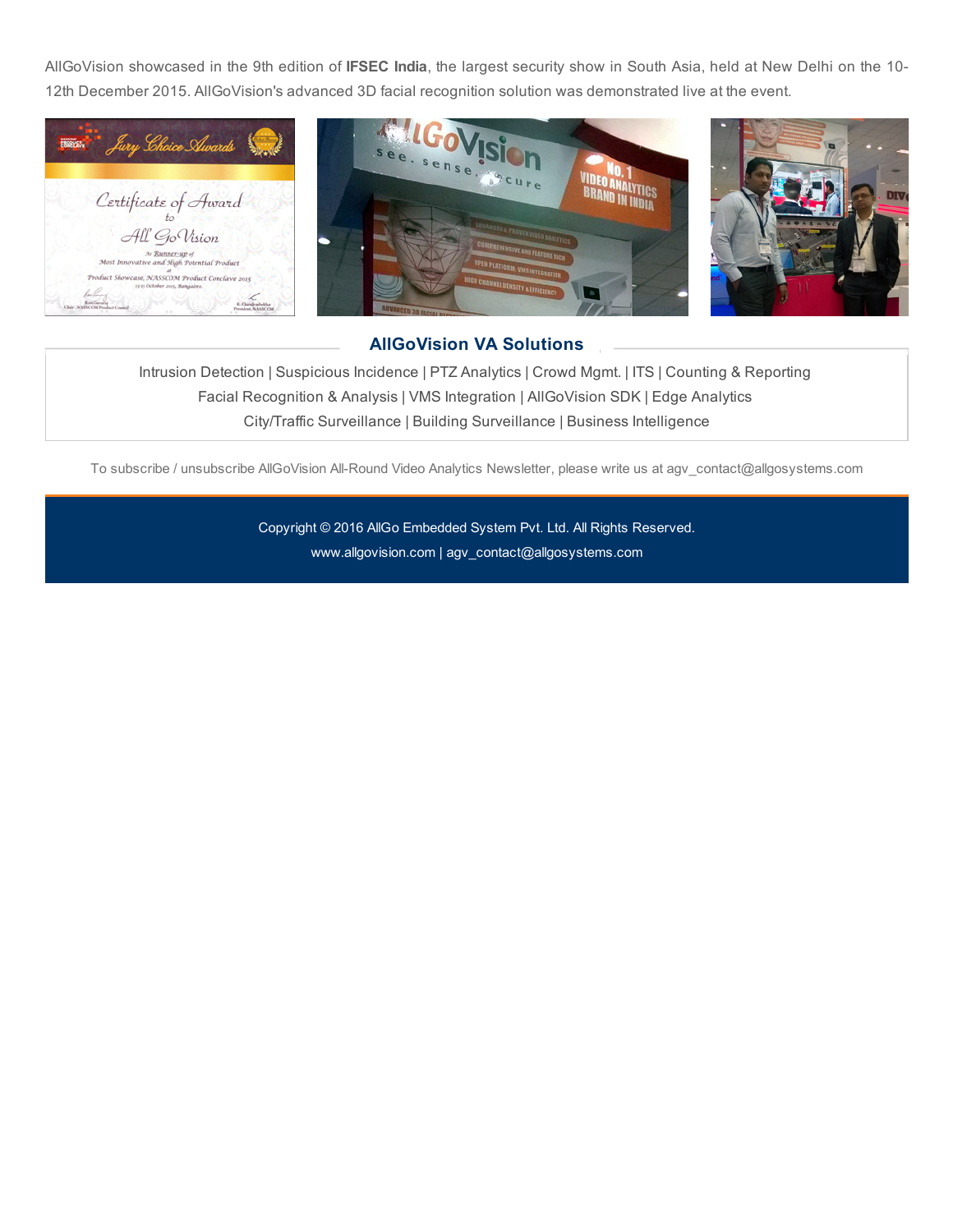AllGoVision showcased in the 9th edition of **IFSEC India**, the largest security show in South Asia, held at New Delhi on the 10-12th December 2015. AllGoVision's advanced 3D facial recognition solution was demonstrated live at the event.

## AllGoVision VA Solutions

Intrusion Detection | Suspicious Incidence | PTZ Analytics | Crowd Mgmt. | ITS | Counting & Reporting
Facial Recognition & Analysis | VMS Integration | AllGoVision SDK | Edge Analytics
City/Traffic Surveillance | Building Surveillance | Business Intelligence

To subscribe / unsubscribe AllGoVision All-Round Video Analytics Newsletter, please write us at agv_contact@allgosystems.com

Copyright © 2016 AllGo Embedded System Pvt. Ltd. All Rights Reserved.
www.allgovision.com | agv_contact@allgosystems.com